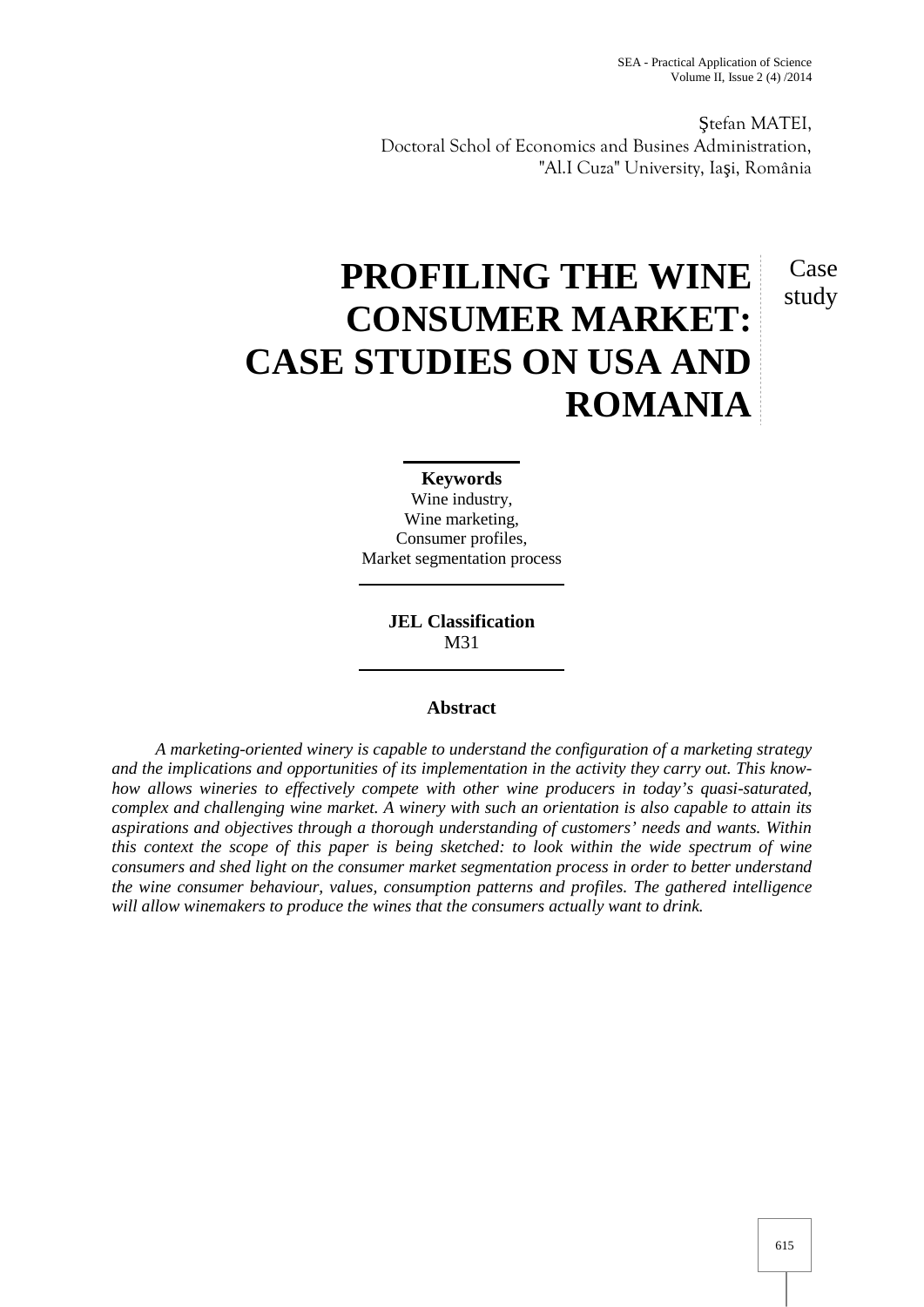Ştefan MATEI,
Doctoral Schol of Economics and Busines Administration,
"Al.I Cuza" University, Iaşi, România

# PROFILING THE WINE CONSUMER MARKET: CASE STUDIES ON USA AND ROMANIA

Case study

**Keywords**
Wine industry,
Wine marketing,
Consumer profiles,
Market segmentation process

**JEL Classification**
M31

## Abstract

*A marketing-oriented winery is capable to understand the configuration of a marketing strategy and the implications and opportunities of its implementation in the activity they carry out. This know-how allows wineries to effectively compete with other wine producers in today's quasi-saturated, complex and challenging wine market. A winery with such an orientation is also capable to attain its aspirations and objectives through a thorough understanding of customers' needs and wants. Within this context the scope of this paper is being sketched: to look within the wide spectrum of wine consumers and shed light on the consumer market segmentation process in order to better understand the wine consumer behaviour, values, consumption patterns and profiles. The gathered intelligence will allow winemakers to produce the wines that the consumers actually want to drink.*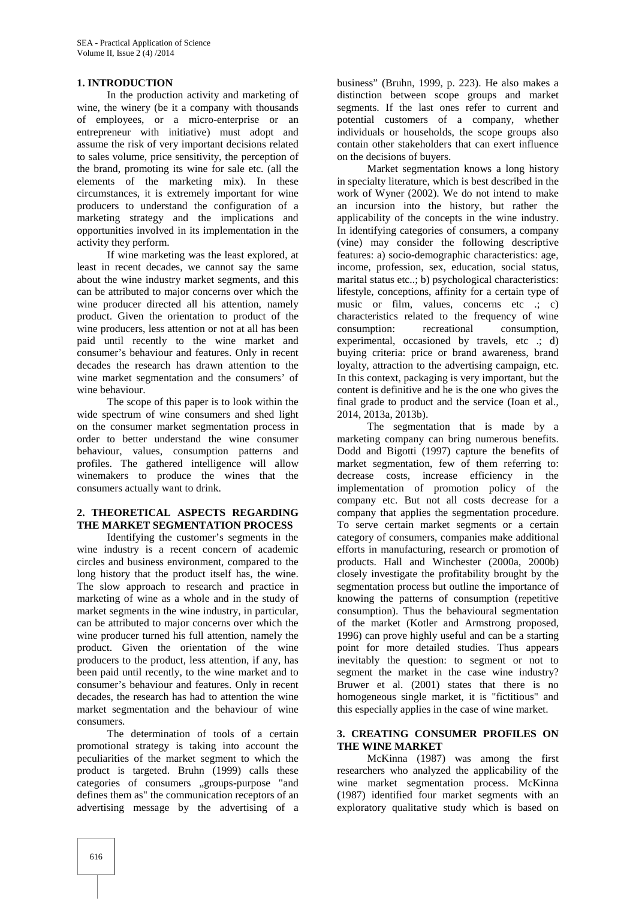## 1. INTRODUCTION

In the production activity and marketing of wine, the winery (be it a company with thousands of employees, or a micro-enterprise or an entrepreneur with initiative) must adopt and assume the risk of very important decisions related to sales volume, price sensitivity, the perception of the brand, promoting its wine for sale etc. (all the elements of the marketing mix). In these circumstances, it is extremely important for wine producers to understand the configuration of a marketing strategy and the implications and opportunities involved in its implementation in the activity they perform.

If wine marketing was the least explored, at least in recent decades, we cannot say the same about the wine industry market segments, and this can be attributed to major concerns over which the wine producer directed all his attention, namely product. Given the orientation to product of the wine producers, less attention or not at all has been paid until recently to the wine market and consumer's behaviour and features. Only in recent decades the research has drawn attention to the wine market segmentation and the consumers' of wine behaviour.

The scope of this paper is to look within the wide spectrum of wine consumers and shed light on the consumer market segmentation process in order to better understand the wine consumer behaviour, values, consumption patterns and profiles. The gathered intelligence will allow winemakers to produce the wines that the consumers actually want to drink.

## 2. THEORETICAL ASPECTS REGARDING THE MARKET SEGMENTATION PROCESS

Identifying the customer's segments in the wine industry is a recent concern of academic circles and business environment, compared to the long history that the product itself has, the wine. The slow approach to research and practice in marketing of wine as a whole and in the study of market segments in the wine industry, in particular, can be attributed to major concerns over which the wine producer turned his full attention, namely the product. Given the orientation of the wine producers to the product, less attention, if any, has been paid until recently, to the wine market and to consumer's behaviour and features. Only in recent decades, the research has had to attention the wine market segmentation and the behaviour of wine consumers.

The determination of tools of a certain promotional strategy is taking into account the peculiarities of the market segment to which the product is targeted. Bruhn (1999) calls these categories of consumers „groups-purpose "and defines them as" the communication receptors of an advertising message by the advertising of a business" (Bruhn, 1999, p. 223). He also makes a distinction between scope groups and market segments. If the last ones refer to current and potential customers of a company, whether individuals or households, the scope groups also contain other stakeholders that can exert influence on the decisions of buyers.

Market segmentation knows a long history in specialty literature, which is best described in the work of Wyner (2002). We do not intend to make an incursion into the history, but rather the applicability of the concepts in the wine industry. In identifying categories of consumers, a company (vine) may consider the following descriptive features: a) socio-demographic characteristics: age, income, profession, sex, education, social status, marital status etc..; b) psychological characteristics: lifestyle, conceptions, affinity for a certain type of music or film, values, concerns etc .; c) characteristics related to the frequency of wine consumption: recreational consumption, experimental, occasioned by travels, etc .; d) buying criteria: price or brand awareness, brand loyalty, attraction to the advertising campaign, etc. In this context, packaging is very important, but the content is definitive and he is the one who gives the final grade to product and the service (Ioan et al., 2014, 2013a, 2013b).

The segmentation that is made by a marketing company can bring numerous benefits. Dodd and Bigotti (1997) capture the benefits of market segmentation, few of them referring to: decrease costs, increase efficiency in the implementation of promotion policy of the company etc. But not all costs decrease for a company that applies the segmentation procedure. To serve certain market segments or a certain category of consumers, companies make additional efforts in manufacturing, research or promotion of products. Hall and Winchester (2000a, 2000b) closely investigate the profitability brought by the segmentation process but outline the importance of knowing the patterns of consumption (repetitive consumption). Thus the behavioural segmentation of the market (Kotler and Armstrong proposed, 1996) can prove highly useful and can be a starting point for more detailed studies. Thus appears inevitably the question: to segment or not to segment the market in the case wine industry? Bruwer et al. (2001) states that there is no homogeneous single market, it is "fictitious" and this especially applies in the case of wine market.

## 3. CREATING CONSUMER PROFILES ON THE WINE MARKET

McKinna (1987) was among the first researchers who analyzed the applicability of the wine market segmentation process. McKinna (1987) identified four market segments with an exploratory qualitative study which is based on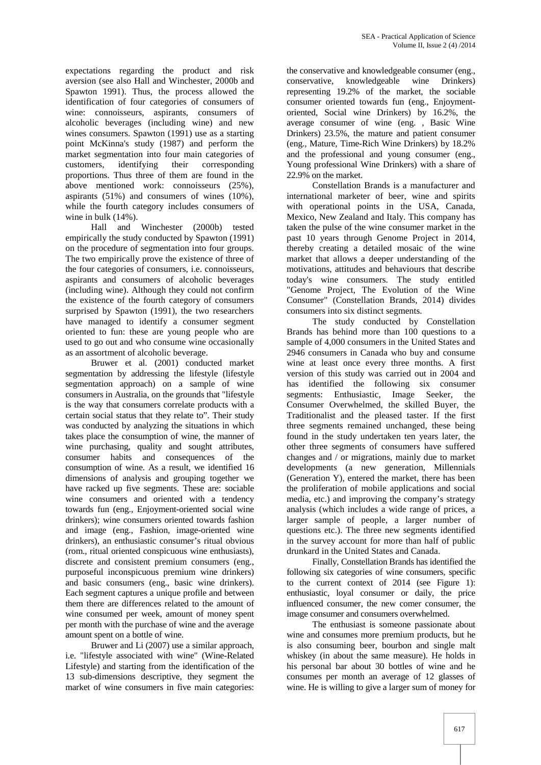expectations regarding the product and risk aversion (see also Hall and Winchester, 2000b and Spawton 1991). Thus, the process allowed the identification of four categories of consumers of wine: connoisseurs, aspirants, consumers of alcoholic beverages (including wine) and new wines consumers. Spawton (1991) use as a starting point McKinna's study (1987) and perform the market segmentation into four main categories of customers, identifying their corresponding proportions. Thus three of them are found in the above mentioned work: connoisseurs (25%), aspirants (51%) and consumers of wines (10%), while the fourth category includes consumers of wine in bulk (14%).

Hall and Winchester (2000b) tested empirically the study conducted by Spawton (1991) on the procedure of segmentation into four groups. The two empirically prove the existence of three of the four categories of consumers, i.e. connoisseurs, aspirants and consumers of alcoholic beverages (including wine). Although they could not confirm the existence of the fourth category of consumers surprised by Spawton (1991), the two researchers have managed to identify a consumer segment oriented to fun: these are young people who are used to go out and who consume wine occasionally as an assortment of alcoholic beverage.

Bruwer et al. (2001) conducted market segmentation by addressing the lifestyle (lifestyle segmentation approach) on a sample of wine consumers in Australia, on the grounds that "lifestyle is the way that consumers correlate products with a certain social status that they relate to". Their study was conducted by analyzing the situations in which takes place the consumption of wine, the manner of wine purchasing, quality and sought attributes, consumer habits and consequences of the consumption of wine. As a result, we identified 16 dimensions of analysis and grouping together we have racked up five segments. These are: sociable wine consumers and oriented with a tendency towards fun (eng., Enjoyment-oriented social wine drinkers); wine consumers oriented towards fashion and image (eng., Fashion, image-oriented wine drinkers), an enthusiastic consumer's ritual obvious (rom., ritual oriented conspicuous wine enthusiasts), discrete and consistent premium consumers (eng., purposeful inconspicuous premium wine drinkers) and basic consumers (eng., basic wine drinkers). Each segment captures a unique profile and between them there are differences related to the amount of wine consumed per week, amount of money spent per month with the purchase of wine and the average amount spent on a bottle of wine.

Bruwer and Li (2007) use a similar approach, i.e. "lifestyle associated with wine" (Wine-Related Lifestyle) and starting from the identification of the 13 sub-dimensions descriptive, they segment the market of wine consumers in five main categories: the conservative and knowledgeable consumer (eng., conservative, knowledgeable wine Drinkers) representing 19.2% of the market, the sociable consumer oriented towards fun (eng., Enjoyment-oriented, Social wine Drinkers) by 16.2%, the average consumer of wine (eng. , Basic Wine Drinkers) 23.5%, the mature and patient consumer (eng., Mature, Time-Rich Wine Drinkers) by 18.2% and the professional and young consumer (eng., Young professional Wine Drinkers) with a share of 22.9% on the market.

Constellation Brands is a manufacturer and international marketer of beer, wine and spirits with operational points in the USA, Canada, Mexico, New Zealand and Italy. This company has taken the pulse of the wine consumer market in the past 10 years through Genome Project in 2014, thereby creating a detailed mosaic of the wine market that allows a deeper understanding of the motivations, attitudes and behaviours that describe today's wine consumers. The study entitled "Genome Project, The Evolution of the Wine Consumer" (Constellation Brands, 2014) divides consumers into six distinct segments.

The study conducted by Constellation Brands has behind more than 100 questions to a sample of 4,000 consumers in the United States and 2946 consumers in Canada who buy and consume wine at least once every three months. A first version of this study was carried out in 2004 and has identified the following six consumer segments: Enthusiastic, Image Seeker, the Consumer Overwhelmed, the skilled Buyer, the Traditionalist and the pleased taster. If the first three segments remained unchanged, these being found in the study undertaken ten years later, the other three segments of consumers have suffered changes and / or migrations, mainly due to market developments (a new generation, Millennials (Generation Y), entered the market, there has been the proliferation of mobile applications and social media, etc.) and improving the company's strategy analysis (which includes a wide range of prices, a larger sample of people, a larger number of questions etc.). The three new segments identified in the survey account for more than half of public drunkard in the United States and Canada.

Finally, Constellation Brands has identified the following six categories of wine consumers, specific to the current context of 2014 (see Figure 1): enthusiastic, loyal consumer or daily, the price influenced consumer, the new comer consumer, the image consumer and consumers overwhelmed.

The enthusiast is someone passionate about wine and consumes more premium products, but he is also consuming beer, bourbon and single malt whiskey (in about the same measure). He holds in his personal bar about 30 bottles of wine and he consumes per month an average of 12 glasses of wine. He is willing to give a larger sum of money for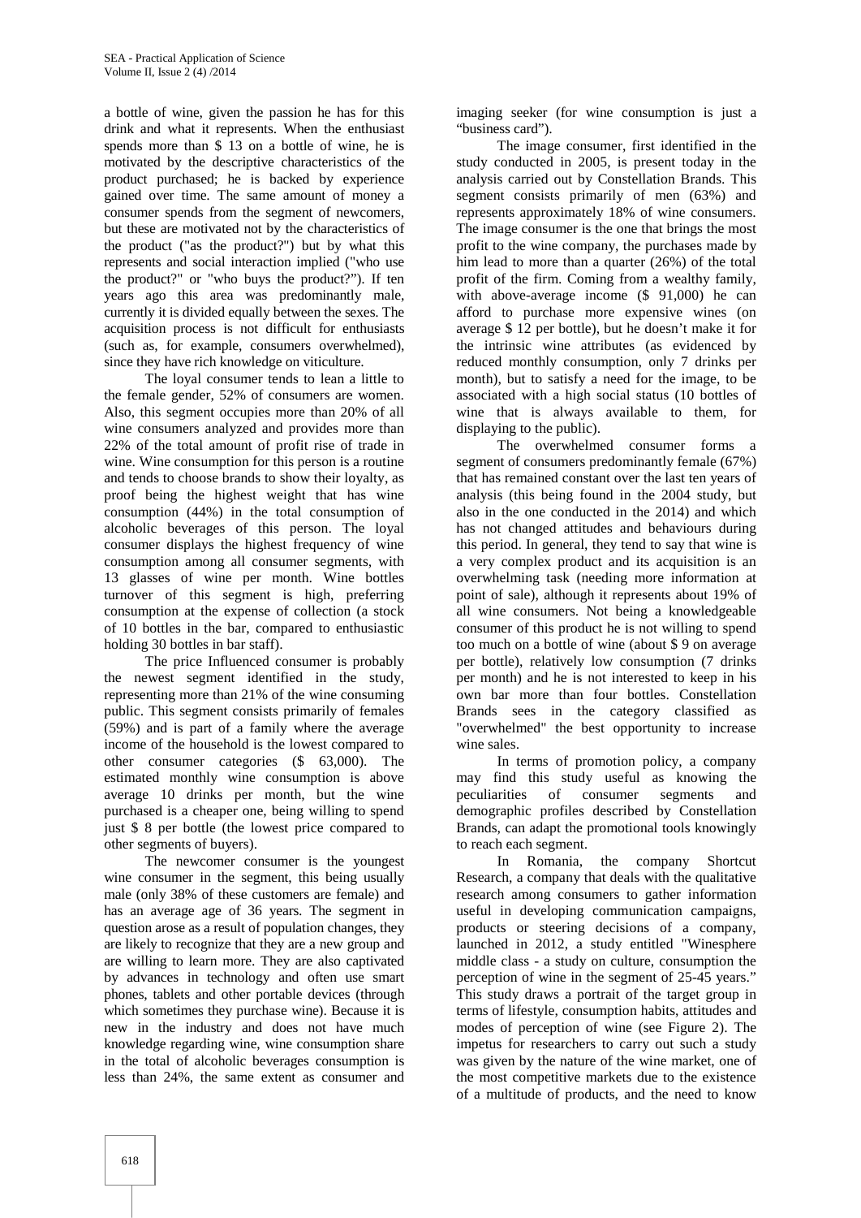a bottle of wine, given the passion he has for this drink and what it represents. When the enthusiast spends more than $ 13 on a bottle of wine, he is motivated by the descriptive characteristics of the product purchased; he is backed by experience gained over time. The same amount of money a consumer spends from the segment of newcomers, but these are motivated not by the characteristics of the product ("as the product?") but by what this represents and social interaction implied ("who use the product?" or "who buys the product?"). If ten years ago this area was predominantly male, currently it is divided equally between the sexes. The acquisition process is not difficult for enthusiasts (such as, for example, consumers overwhelmed), since they have rich knowledge on viticulture.

The loyal consumer tends to lean a little to the female gender, 52% of consumers are women. Also, this segment occupies more than 20% of all wine consumers analyzed and provides more than 22% of the total amount of profit rise of trade in wine. Wine consumption for this person is a routine and tends to choose brands to show their loyalty, as proof being the highest weight that has wine consumption (44%) in the total consumption of alcoholic beverages of this person. The loyal consumer displays the highest frequency of wine consumption among all consumer segments, with 13 glasses of wine per month. Wine bottles turnover of this segment is high, preferring consumption at the expense of collection (a stock of 10 bottles in the bar, compared to enthusiastic holding 30 bottles in bar staff).

The price Influenced consumer is probably the newest segment identified in the study, representing more than 21% of the wine consuming public. This segment consists primarily of females (59%) and is part of a family where the average income of the household is the lowest compared to other consumer categories ($ 63,000). The estimated monthly wine consumption is above average 10 drinks per month, but the wine purchased is a cheaper one, being willing to spend just $ 8 per bottle (the lowest price compared to other segments of buyers).

The newcomer consumer is the youngest wine consumer in the segment, this being usually male (only 38% of these customers are female) and has an average age of 36 years. The segment in question arose as a result of population changes, they are likely to recognize that they are a new group and are willing to learn more. They are also captivated by advances in technology and often use smart phones, tablets and other portable devices (through which sometimes they purchase wine). Because it is new in the industry and does not have much knowledge regarding wine, wine consumption share in the total of alcoholic beverages consumption is less than 24%, the same extent as consumer and imaging seeker (for wine consumption is just a "business card").

The image consumer, first identified in the study conducted in 2005, is present today in the analysis carried out by Constellation Brands. This segment consists primarily of men (63%) and represents approximately 18% of wine consumers. The image consumer is the one that brings the most profit to the wine company, the purchases made by him lead to more than a quarter (26%) of the total profit of the firm. Coming from a wealthy family, with above-average income ($ 91,000) he can afford to purchase more expensive wines (on average $ 12 per bottle), but he doesn't make it for the intrinsic wine attributes (as evidenced by reduced monthly consumption, only 7 drinks per month), but to satisfy a need for the image, to be associated with a high social status (10 bottles of wine that is always available to them, for displaying to the public).

The overwhelmed consumer forms a segment of consumers predominantly female (67%) that has remained constant over the last ten years of analysis (this being found in the 2004 study, but also in the one conducted in the 2014) and which has not changed attitudes and behaviours during this period. In general, they tend to say that wine is a very complex product and its acquisition is an overwhelming task (needing more information at point of sale), although it represents about 19% of all wine consumers. Not being a knowledgeable consumer of this product he is not willing to spend too much on a bottle of wine (about $ 9 on average per bottle), relatively low consumption (7 drinks per month) and he is not interested to keep in his own bar more than four bottles. Constellation Brands sees in the category classified as "overwhelmed" the best opportunity to increase wine sales.

In terms of promotion policy, a company may find this study useful as knowing the peculiarities of consumer segments and demographic profiles described by Constellation Brands, can adapt the promotional tools knowingly to reach each segment.

In Romania, the company Shortcut Research, a company that deals with the qualitative research among consumers to gather information useful in developing communication campaigns, products or steering decisions of a company, launched in 2012, a study entitled "Winesphere middle class - a study on culture, consumption the perception of wine in the segment of 25-45 years." This study draws a portrait of the target group in terms of lifestyle, consumption habits, attitudes and modes of perception of wine (see Figure 2). The impetus for researchers to carry out such a study was given by the nature of the wine market, one of the most competitive markets due to the existence of a multitude of products, and the need to know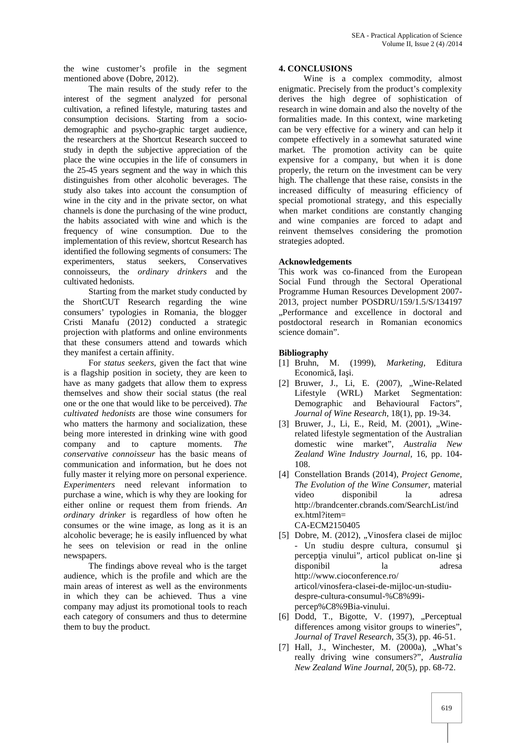the wine customer's profile in the segment mentioned above (Dobre, 2012).

The main results of the study refer to the interest of the segment analyzed for personal cultivation, a refined lifestyle, maturing tastes and consumption decisions. Starting from a socio-demographic and psycho-graphic target audience, the researchers at the Shortcut Research succeed to study in depth the subjective appreciation of the place the wine occupies in the life of consumers in the 25-45 years segment and the way in which this distinguishes from other alcoholic beverages. The study also takes into account the consumption of wine in the city and in the private sector, on what channels is done the purchasing of the wine product, the habits associated with wine and which is the frequency of wine consumption. Due to the implementation of this review, shortcut Research has identified the following segments of consumers: The experimenters, status seekers, Conservatives connoisseurs, the *ordinary drinkers* and the cultivated hedonists.

Starting from the market study conducted by the ShortCUT Research regarding the wine consumers' typologies in Romania, the blogger Cristi Manafu (2012) conducted a strategic projection with platforms and online environments that these consumers attend and towards which they manifest a certain affinity.

For *status seekers*, given the fact that wine is a flagship position in society, they are keen to have as many gadgets that allow them to express themselves and show their social status (the real one or the one that would like to be perceived). *The cultivated hedonists* are those wine consumers for who matters the harmony and socialization, these being more interested in drinking wine with good company and to capture moments. *The conservative connoisseur* has the basic means of communication and information, but he does not fully master it relying more on personal experience. *Experimenters* need relevant information to purchase a wine, which is why they are looking for either online or request them from friends. *An ordinary drinker* is regardless of how often he consumes or the wine image, as long as it is an alcoholic beverage; he is easily influenced by what he sees on television or read in the online newspapers.

The findings above reveal who is the target audience, which is the profile and which are the main areas of interest as well as the environments in which they can be achieved. Thus a vine company may adjust its promotional tools to reach each category of consumers and thus to determine them to buy the product.

## 4. CONCLUSIONS

Wine is a complex commodity, almost enigmatic. Precisely from the product's complexity derives the high degree of sophistication of research in wine domain and also the novelty of the formalities made. In this context, wine marketing can be very effective for a winery and can help it compete effectively in a somewhat saturated wine market. The promotion activity can be quite expensive for a company, but when it is done properly, the return on the investment can be very high. The challenge that these raise, consists in the increased difficulty of measuring efficiency of special promotional strategy, and this especially when market conditions are constantly changing and wine companies are forced to adapt and reinvent themselves considering the promotion strategies adopted.

**Acknowledgements**

This work was co-financed from the European Social Fund through the Sectoral Operational Programme Human Resources Development 2007-2013, project number POSDRU/159/1.5/S/134197 „Performance and excellence in doctoral and postdoctoral research in Romanian economics science domain".

**Bibliography**

[1] Bruhn, M. (1999), *Marketing*, Editura Economică, Iaşi.

[2] Bruwer, J., Li, E. (2007), „Wine-Related Lifestyle (WRL) Market Segmentation: Demographic and Behavioural Factors", *Journal of Wine Research*, 18(1), pp. 19-34.

[3] Bruwer, J., Li, E., Reid, M. (2001), „Wine-related lifestyle segmentation of the Australian domestic wine market", *Australia New Zealand Wine Industry Journal*, 16, pp. 104-108.

[4] Constellation Brands (2014), *Project Genome, The Evolution of the Wine Consumer*, material video disponibil la adresa http://brandcenter.cbrands.com/SearchList/index.html?item= CA-ECM2150405

[5] Dobre, M. (2012), „Vinosfera clasei de mijloc - Un studiu despre cultura, consumul şi percepţia vinului", articol publicat on-line şi disponibil la adresa http://www.cioconference.ro/articol/vinosfera-clasei-de-mijloc-un-studiu-despre-cultura-consumul-%C8%99i-percep%C8%9Bia-vinului.

[6] Dodd, T., Bigotte, V. (1997), „Perceptual differences among visitor groups to wineries", *Journal of Travel Research*, 35(3), pp. 46-51.

[7] Hall, J., Winchester, M. (2000a), „What's really driving wine consumers?", *Australia New Zealand Wine Journal*, 20(5), pp. 68-72.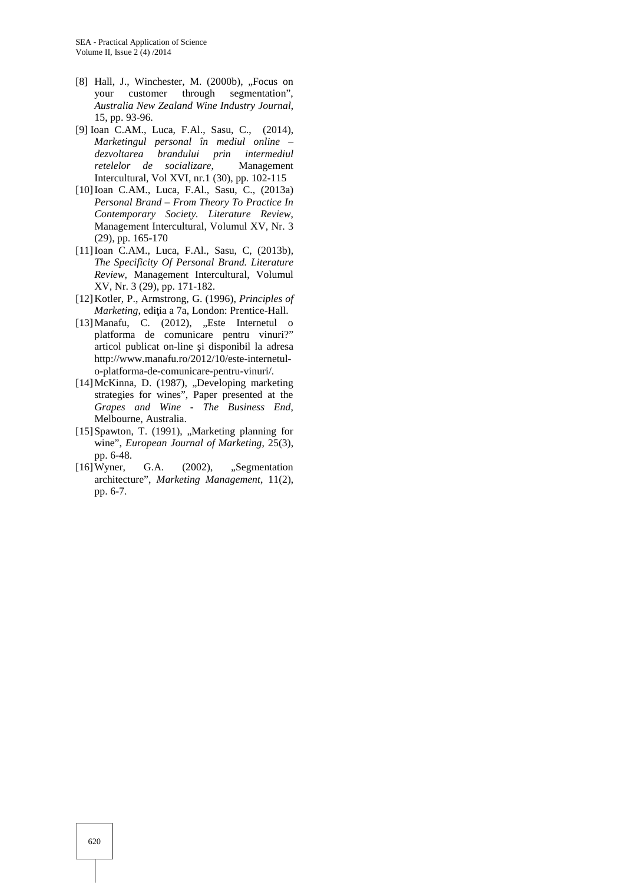[8] Hall, J., Winchester, M. (2000b), „Focus on your customer through segmentation", *Australia New Zealand Wine Industry Journal*, 15, pp. 93-96.

[9] Ioan C.AM., Luca, F.Al., Sasu, C., (2014), *Marketingul personal în mediul online – dezvoltarea brandului prin intermediul retelelor de socializare*, Management Intercultural, Vol XVI, nr.1 (30), pp. 102-115

[10] Ioan C.AM., Luca, F.Al., Sasu, C., (2013a) *Personal Brand – From Theory To Practice In Contemporary Society. Literature Review*, Management Intercultural, Volumul XV, Nr. 3 (29), pp. 165-170

[11] Ioan C.AM., Luca, F.Al., Sasu, C, (2013b), *The Specificity Of Personal Brand. Literature Review*, Management Intercultural, Volumul XV, Nr. 3 (29), pp. 171-182.

[12] Kotler, P., Armstrong, G. (1996), *Principles of Marketing*, ediţia a 7a, London: Prentice-Hall.

[13] Manafu, C. (2012), „Este Internetul o platforma de comunicare pentru vinuri?" articol publicat on-line şi disponibil la adresa http://www.manafu.ro/2012/10/este-internetul-o-platforma-de-comunicare-pentru-vinuri/.

[14] McKinna, D. (1987), „Developing marketing strategies for wines", Paper presented at the *Grapes and Wine - The Business End*, Melbourne, Australia.

[15] Spawton, T. (1991), „Marketing planning for wine", *European Journal of Marketing*, 25(3), pp. 6-48.

[16] Wyner, G.A. (2002), „Segmentation architecture", *Marketing Management*, 11(2), pp. 6-7.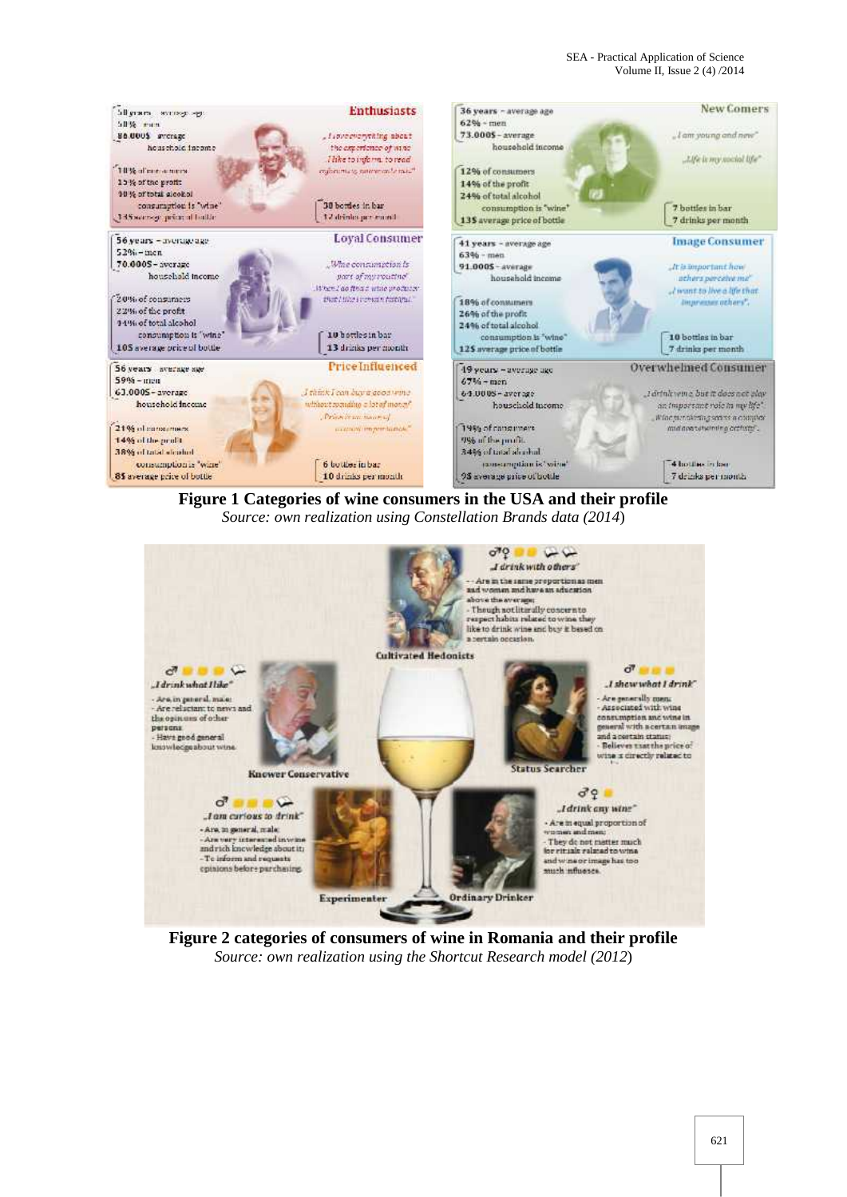**Figure 1 Categories of wine consumers in the USA and their profile**

*Source: own realization using Constellation Brands data (2014)*

**Figure 2 categories of consumers of wine in Romania and their profile**

*Source: own realization using the Shortcut Research model (2012)*